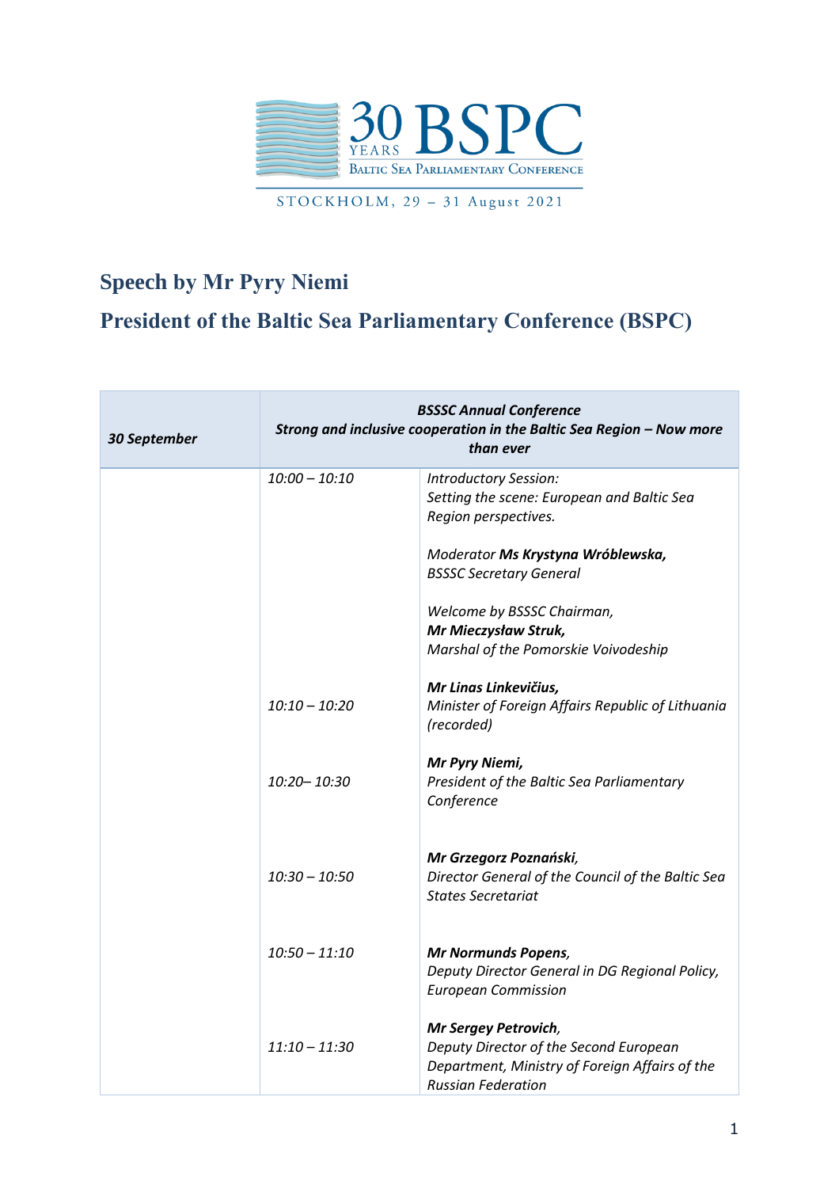30 YEARS BSPC
Baltic Sea Parliamentary Conference

STOCKHOLM, 29 – 31 August 2021

## Speech by Mr Pyry Niemi

## President of the Baltic Sea Parliamentary Conference (BSPC)

| ***30 September*** | ***BSSSC Annual Conference*** ***Strong and inclusive cooperation in the Baltic Sea Region – Now more than ever*** | |
|---|---|---|
| | *10:00 – 10:10* | *Introductory Session:* *Setting the scene: European and Baltic Sea Region perspectives.* *Moderator* ***Ms Krystyna Wróblewska,*** *BSSSC Secretary General* *Welcome by BSSSC Chairman,* ***Mr Mieczysław Struk,*** *Marshal of the Pomorskie Voivodeship* |
| | *10:10 – 10:20* | ***Mr Linas Linkevičius,*** *Minister of Foreign Affairs Republic of Lithuania (recorded)* |
| | *10:20– 10:30* | ***Mr Pyry Niemi,*** *President of the Baltic Sea Parliamentary Conference* |
| | *10:30 – 10:50* | ***Mr Grzegorz Poznański,*** *Director General of the Council of the Baltic Sea States Secretariat* |
| | *10:50 – 11:10* | ***Mr Normunds Popens,*** *Deputy Director General in DG Regional Policy, European Commission* |
| | *11:10 – 11:30* | ***Mr Sergey Petrovich,*** *Deputy Director of the Second European Department, Ministry of Foreign Affairs of the Russian Federation* |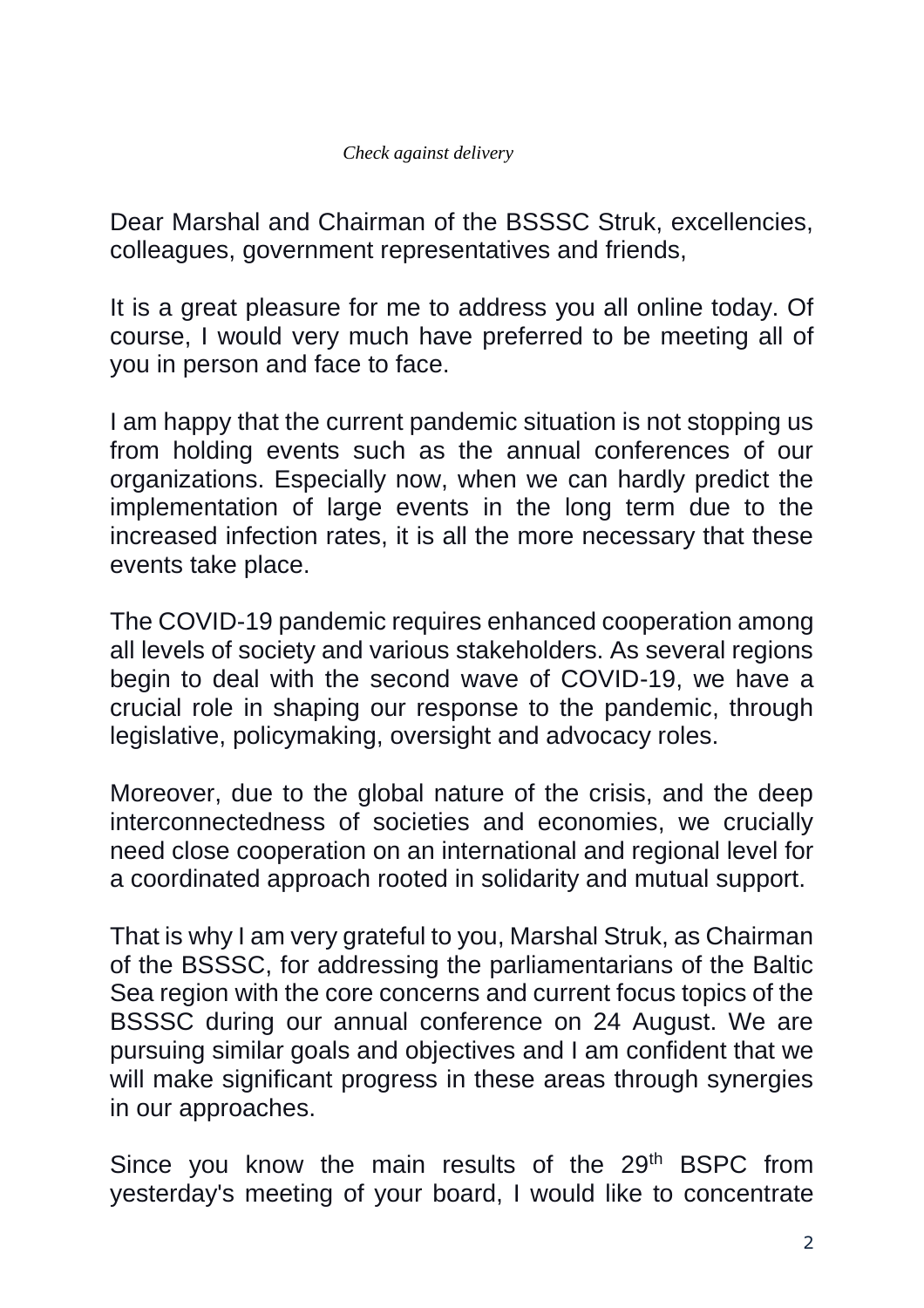*Check against delivery*

Dear Marshal and Chairman of the BSSSC Struk, excellencies, colleagues, government representatives and friends,

It is a great pleasure for me to address you all online today. Of course, I would very much have preferred to be meeting all of you in person and face to face.

I am happy that the current pandemic situation is not stopping us from holding events such as the annual conferences of our organizations. Especially now, when we can hardly predict the implementation of large events in the long term due to the increased infection rates, it is all the more necessary that these events take place.

The COVID-19 pandemic requires enhanced cooperation among all levels of society and various stakeholders. As several regions begin to deal with the second wave of COVID-19, we have a crucial role in shaping our response to the pandemic, through legislative, policymaking, oversight and advocacy roles.

Moreover, due to the global nature of the crisis, and the deep interconnectedness of societies and economies, we crucially need close cooperation on an international and regional level for a coordinated approach rooted in solidarity and mutual support.

That is why I am very grateful to you, Marshal Struk, as Chairman of the BSSSC, for addressing the parliamentarians of the Baltic Sea region with the core concerns and current focus topics of the BSSSC during our annual conference on 24 August. We are pursuing similar goals and objectives and I am confident that we will make significant progress in these areas through synergies in our approaches.

Since you know the main results of the 29th BSPC from yesterday's meeting of your board, I would like to concentrate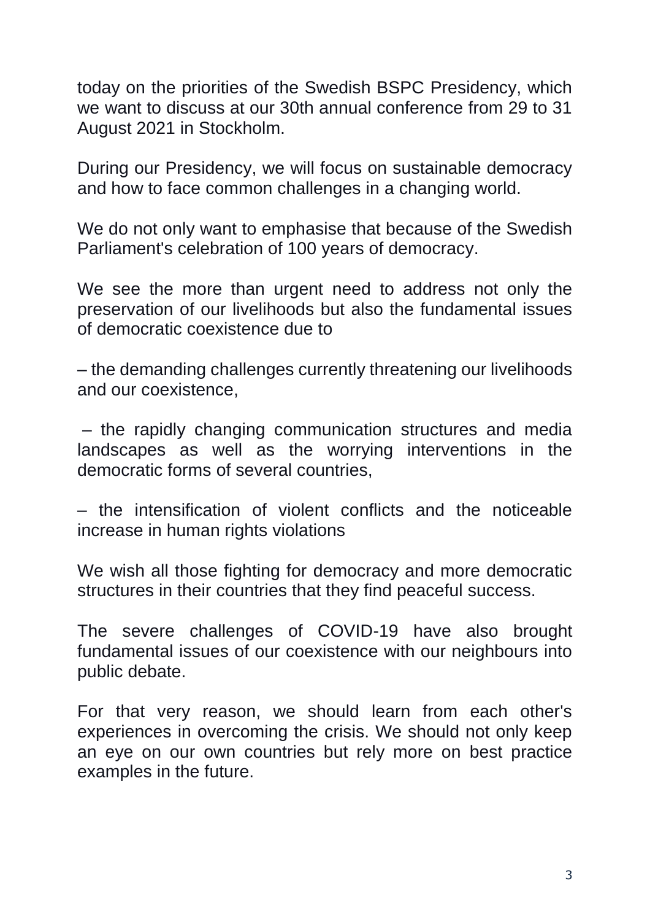today on the priorities of the Swedish BSPC Presidency, which we want to discuss at our 30th annual conference from 29 to 31 August 2021 in Stockholm.

During our Presidency, we will focus on sustainable democracy and how to face common challenges in a changing world.

We do not only want to emphasise that because of the Swedish Parliament's celebration of 100 years of democracy.

We see the more than urgent need to address not only the preservation of our livelihoods but also the fundamental issues of democratic coexistence due to

– the demanding challenges currently threatening our livelihoods and our coexistence,

– the rapidly changing communication structures and media landscapes as well as the worrying interventions in the democratic forms of several countries,

– the intensification of violent conflicts and the noticeable increase in human rights violations

We wish all those fighting for democracy and more democratic structures in their countries that they find peaceful success.

The severe challenges of COVID-19 have also brought fundamental issues of our coexistence with our neighbours into public debate.

For that very reason, we should learn from each other's experiences in overcoming the crisis. We should not only keep an eye on our own countries but rely more on best practice examples in the future.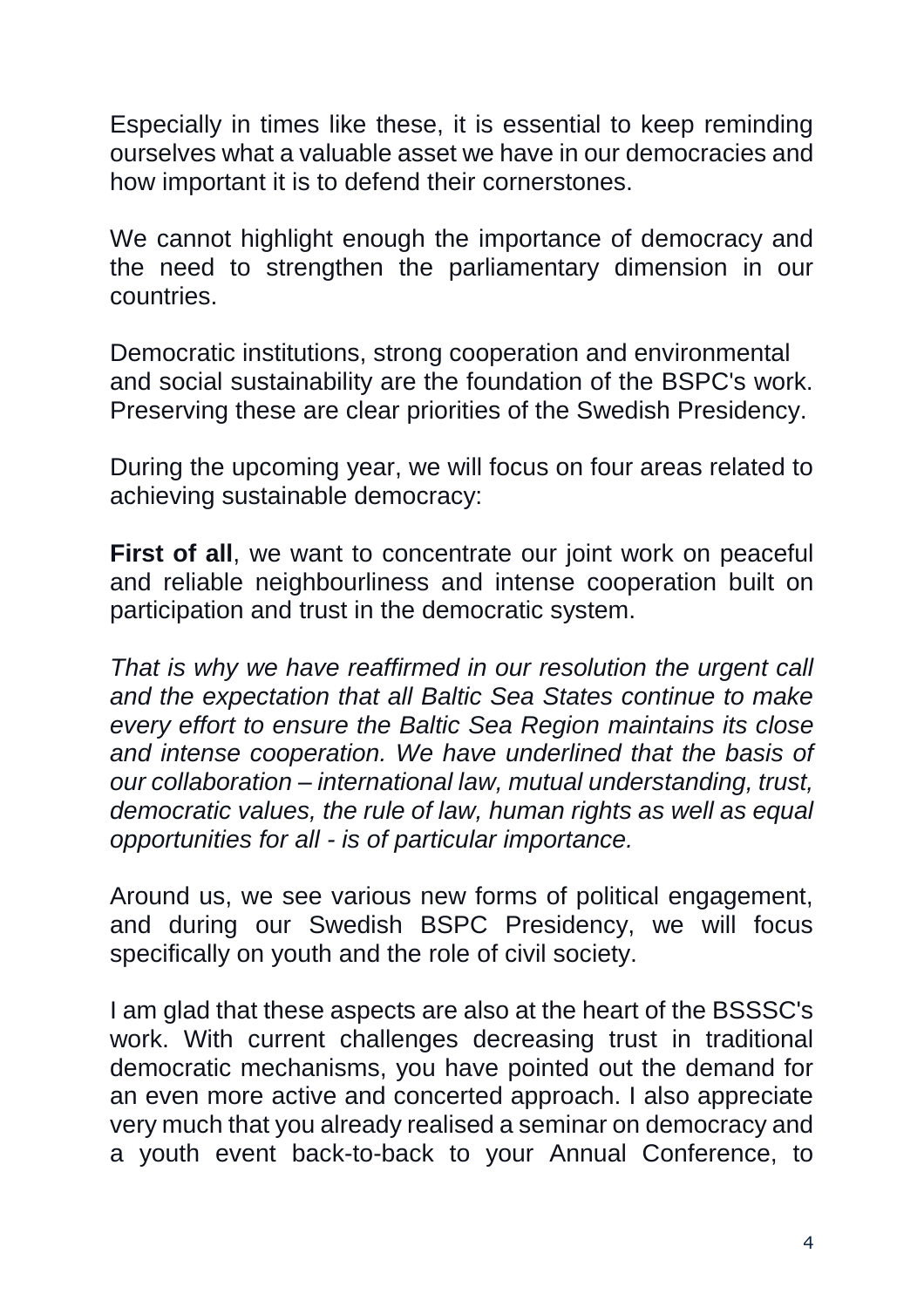Especially in times like these, it is essential to keep reminding ourselves what a valuable asset we have in our democracies and how important it is to defend their cornerstones.

We cannot highlight enough the importance of democracy and the need to strengthen the parliamentary dimension in our countries.

Democratic institutions, strong cooperation and environmental and social sustainability are the foundation of the BSPC's work. Preserving these are clear priorities of the Swedish Presidency.

During the upcoming year, we will focus on four areas related to achieving sustainable democracy:

**First of all**, we want to concentrate our joint work on peaceful and reliable neighbourliness and intense cooperation built on participation and trust in the democratic system.

*That is why we have reaffirmed in our resolution the urgent call and the expectation that all Baltic Sea States continue to make every effort to ensure the Baltic Sea Region maintains its close and intense cooperation. We have underlined that the basis of our collaboration – international law, mutual understanding, trust, democratic values, the rule of law, human rights as well as equal opportunities for all - is of particular importance.*

Around us, we see various new forms of political engagement, and during our Swedish BSPC Presidency, we will focus specifically on youth and the role of civil society.

I am glad that these aspects are also at the heart of the BSSSC's work. With current challenges decreasing trust in traditional democratic mechanisms, you have pointed out the demand for an even more active and concerted approach. I also appreciate very much that you already realised a seminar on democracy and a youth event back-to-back to your Annual Conference, to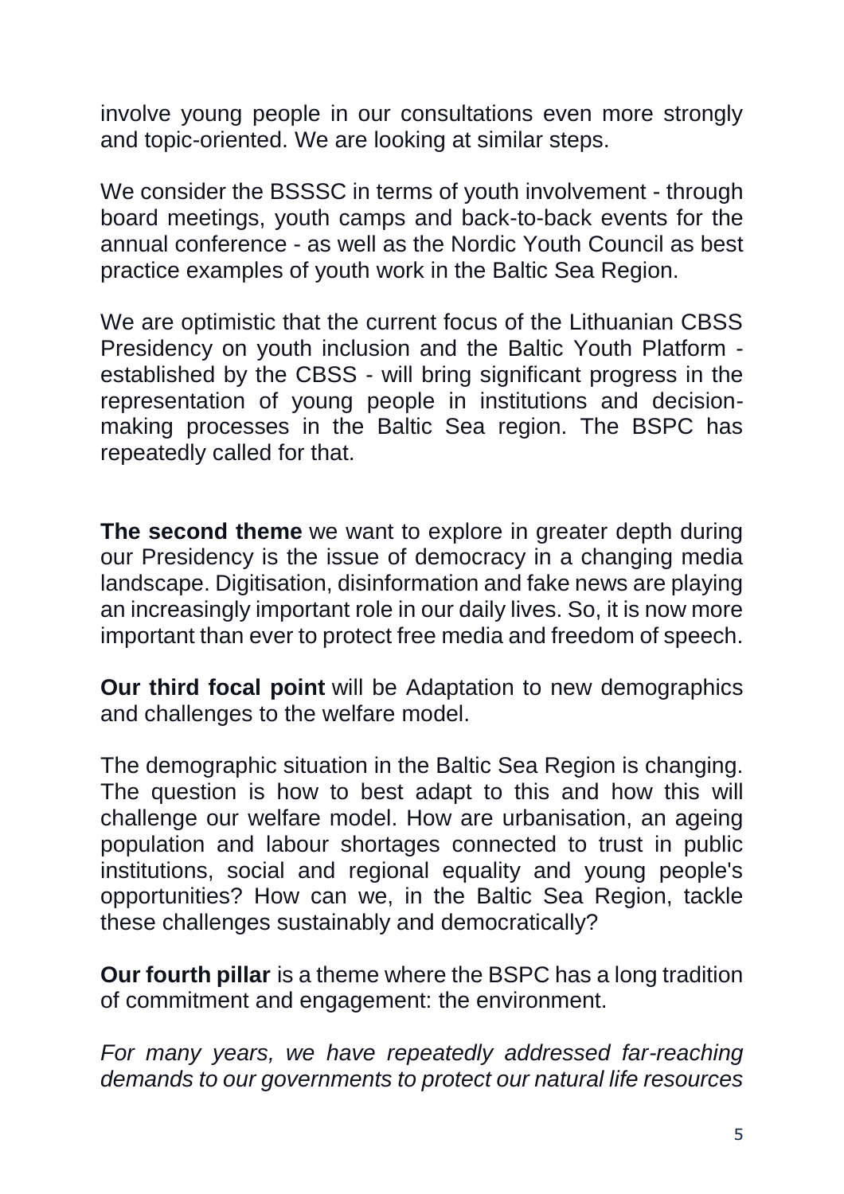involve young people in our consultations even more strongly and topic-oriented. We are looking at similar steps.

We consider the BSSSC in terms of youth involvement - through board meetings, youth camps and back-to-back events for the annual conference - as well as the Nordic Youth Council as best practice examples of youth work in the Baltic Sea Region.

We are optimistic that the current focus of the Lithuanian CBSS Presidency on youth inclusion and the Baltic Youth Platform - established by the CBSS - will bring significant progress in the representation of young people in institutions and decision-making processes in the Baltic Sea region. The BSPC has repeatedly called for that.

**The second theme** we want to explore in greater depth during our Presidency is the issue of democracy in a changing media landscape. Digitisation, disinformation and fake news are playing an increasingly important role in our daily lives. So, it is now more important than ever to protect free media and freedom of speech.

**Our third focal point** will be Adaptation to new demographics and challenges to the welfare model.

The demographic situation in the Baltic Sea Region is changing. The question is how to best adapt to this and how this will challenge our welfare model. How are urbanisation, an ageing population and labour shortages connected to trust in public institutions, social and regional equality and young people's opportunities? How can we, in the Baltic Sea Region, tackle these challenges sustainably and democratically?

**Our fourth pillar** is a theme where the BSPC has a long tradition of commitment and engagement: the environment.

*For many years, we have repeatedly addressed far-reaching demands to our governments to protect our natural life resources*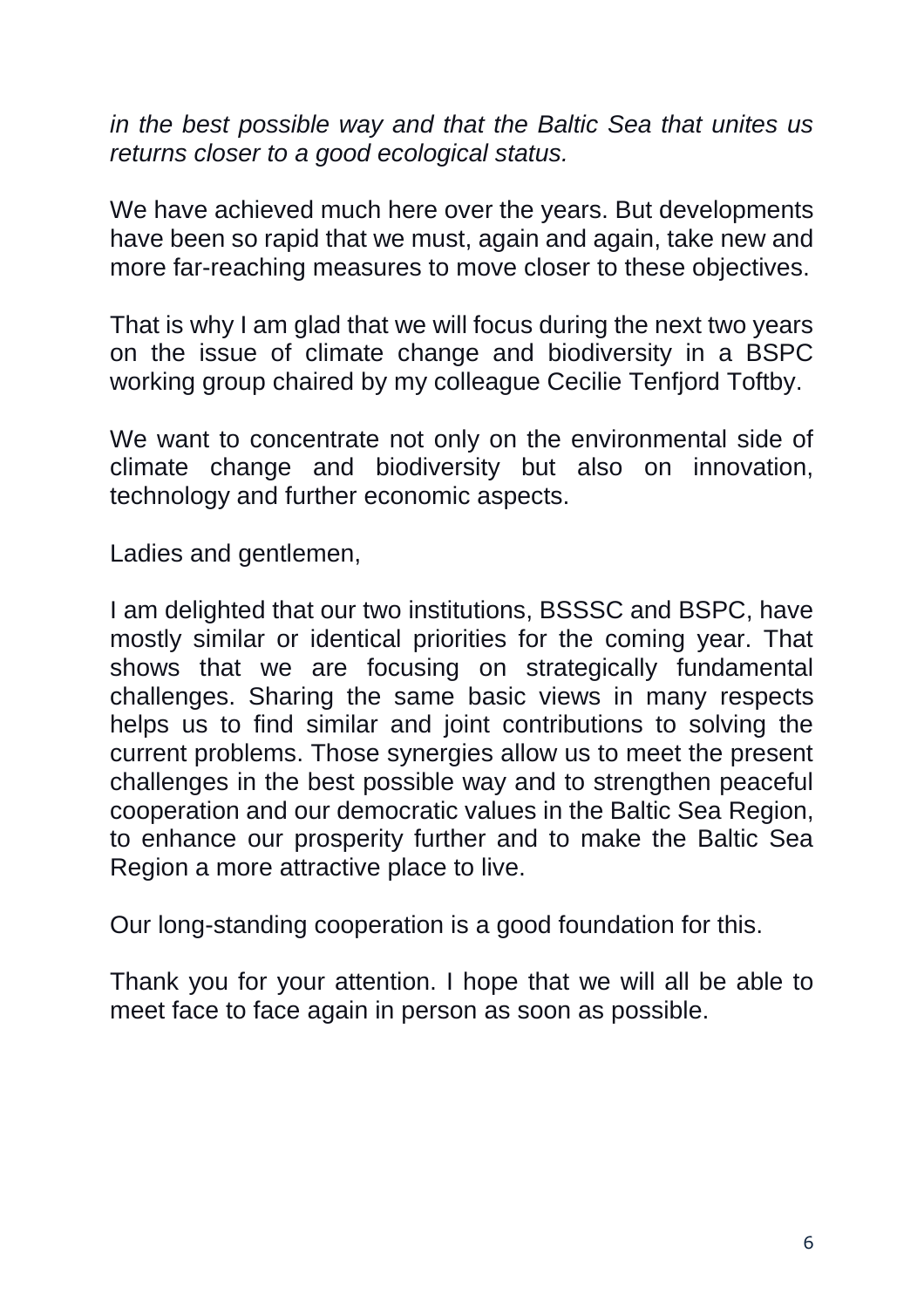*in the best possible way and that the Baltic Sea that unites us returns closer to a good ecological status.*

We have achieved much here over the years. But developments have been so rapid that we must, again and again, take new and more far-reaching measures to move closer to these objectives.

That is why I am glad that we will focus during the next two years on the issue of climate change and biodiversity in a BSPC working group chaired by my colleague Cecilie Tenfjord Toftby.

We want to concentrate not only on the environmental side of climate change and biodiversity but also on innovation, technology and further economic aspects.

Ladies and gentlemen,

I am delighted that our two institutions, BSSSC and BSPC, have mostly similar or identical priorities for the coming year. That shows that we are focusing on strategically fundamental challenges. Sharing the same basic views in many respects helps us to find similar and joint contributions to solving the current problems. Those synergies allow us to meet the present challenges in the best possible way and to strengthen peaceful cooperation and our democratic values in the Baltic Sea Region, to enhance our prosperity further and to make the Baltic Sea Region a more attractive place to live.

Our long-standing cooperation is a good foundation for this.

Thank you for your attention. I hope that we will all be able to meet face to face again in person as soon as possible.